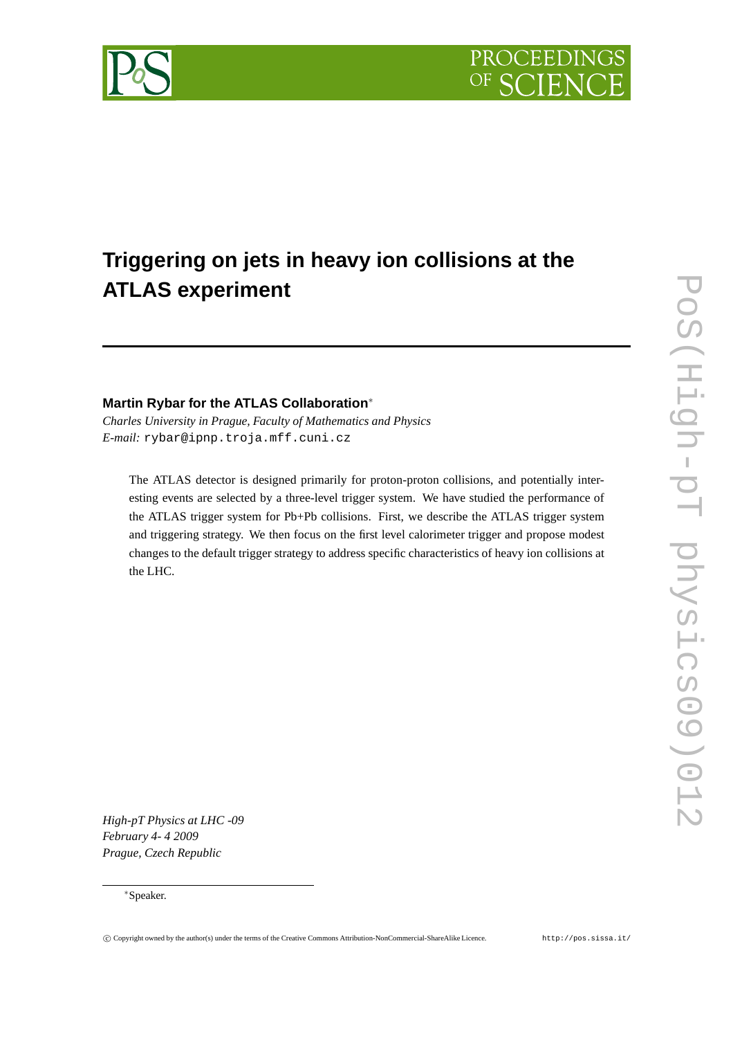# Triggering on jets in heavy ion collisions at the ATLAS experiment

**Martin Rybar for the ATLAS Collaboration***

*Charles University in Prague, Faculty of Mathematics and Physics*
*E-mail:* `rybar@ipnp.troja.mff.cuni.cz`

The ATLAS detector is designed primarily for proton-proton collisions, and potentially interesting events are selected by a three-level trigger system. We have studied the performance of the ATLAS trigger system for Pb+Pb collisions. First, we describe the ATLAS trigger system and triggering strategy. We then focus on the first level calorimeter trigger and propose modest changes to the default trigger strategy to address specific characteristics of heavy ion collisions at the LHC.

*High-pT Physics at LHC -09*
*February 4- 4 2009*
*Prague, Czech Republic*

*Speaker.

© Copyright owned by the author(s) under the terms of the Creative Commons Attribution-NonCommercial-ShareAlike Licence. http://pos.sissa.it/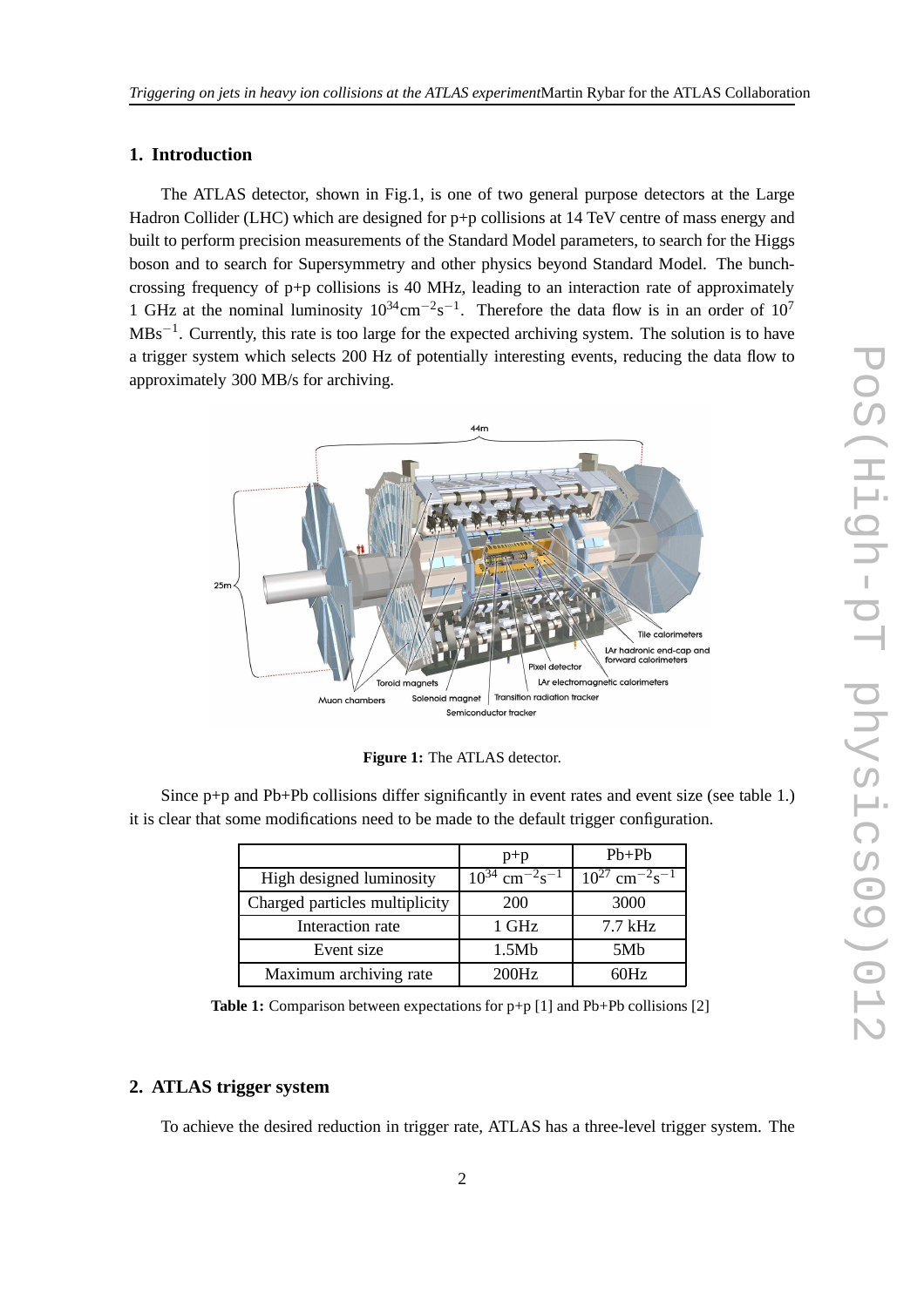## 1. Introduction

The ATLAS detector, shown in Fig.1, is one of two general purpose detectors at the Large Hadron Collider (LHC) which are designed for p+p collisions at 14 TeV centre of mass energy and built to perform precision measurements of the Standard Model parameters, to search for the Higgs boson and to search for Supersymmetry and other physics beyond Standard Model. The bunch-crossing frequency of p+p collisions is 40 MHz, leading to an interaction rate of approximately 1 GHz at the nominal luminosity $10^{34}\text{cm}^{-2}\text{s}^{-1}$. Therefore the data flow is in an order of $10^7$ $\text{MBs}^{-1}$. Currently, this rate is too large for the expected archiving system. The solution is to have a trigger system which selects 200 Hz of potentially interesting events, reducing the data flow to approximately 300 MB/s for archiving.

**Figure 1:** The ATLAS detector.

Since p+p and Pb+Pb collisions differ significantly in event rates and event size (see table 1.) it is clear that some modifications need to be made to the default trigger configuration.

| | p+p | Pb+Pb |
|---|---|---|
| High designed luminosity | $10^{34}$ $\text{cm}^{-2}\text{s}^{-1}$ | $10^{27}$ $\text{cm}^{-2}\text{s}^{-1}$ |
| Charged particles multiplicity | 200 | 3000 |
| Interaction rate | 1 GHz | 7.7 kHz |
| Event size | 1.5Mb | 5Mb |
| Maximum archiving rate | 200Hz | 60Hz |

**Table 1:** Comparison between expectations for p+p [1] and Pb+Pb collisions [2]

## 2. ATLAS trigger system

To achieve the desired reduction in trigger rate, ATLAS has a three-level trigger system. The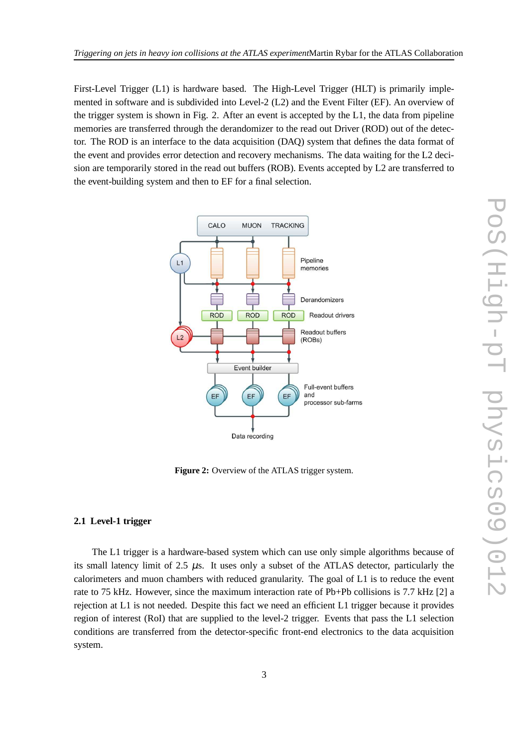First-Level Trigger (L1) is hardware based. The High-Level Trigger (HLT) is primarily implemented in software and is subdivided into Level-2 (L2) and the Event Filter (EF). An overview of the trigger system is shown in Fig. 2. After an event is accepted by the L1, the data from pipeline memories are transferred through the derandomizer to the read out Driver (ROD) out of the detector. The ROD is an interface to the data acquisition (DAQ) system that defines the data format of the event and provides error detection and recovery mechanisms. The data waiting for the L2 decision are temporarily stored in the read out buffers (ROB). Events accepted by L2 are transferred to the event-building system and then to EF for a final selection.

**Figure 2:** Overview of the ATLAS trigger system.

### 2.1 Level-1 trigger

The L1 trigger is a hardware-based system which can use only simple algorithms because of its small latency limit of 2.5 $\mu$s. It uses only a subset of the ATLAS detector, particularly the calorimeters and muon chambers with reduced granularity. The goal of L1 is to reduce the event rate to 75 kHz. However, since the maximum interaction rate of Pb+Pb collisions is 7.7 kHz [2] a rejection at L1 is not needed. Despite this fact we need an efficient L1 trigger because it provides region of interest (RoI) that are supplied to the level-2 trigger. Events that pass the L1 selection conditions are transferred from the detector-specific front-end electronics to the data acquisition system.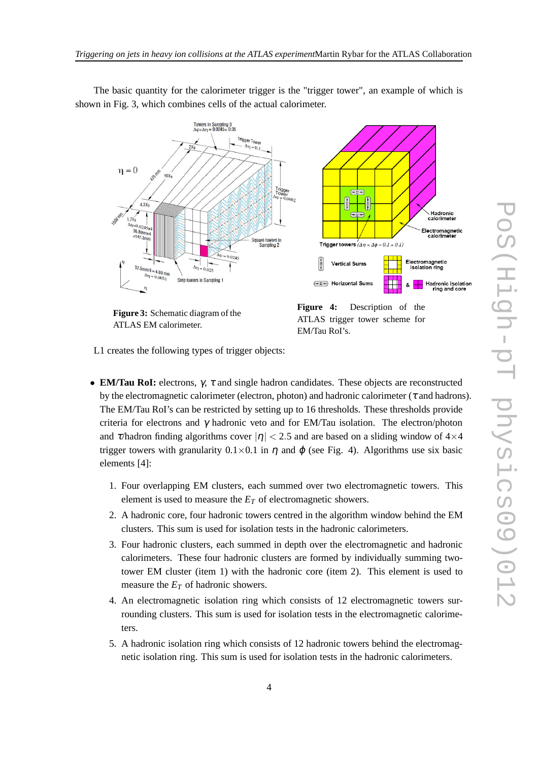The basic quantity for the calorimeter trigger is the "trigger tower", an example of which is shown in Fig. 3, which combines cells of the actual calorimeter.

**Figure 3:** Schematic diagram of the ATLAS EM calorimeter.

**Figure 4:** Description of the ATLAS trigger tower scheme for EM/Tau RoI's.

L1 creates the following types of trigger objects:

- **EM/Tau RoI:** electrons, $\gamma$, $\tau$ and single hadron candidates. These objects are reconstructed by the electromagnetic calorimeter (electron, photon) and hadronic calorimeter ($\tau$ and hadrons). The EM/Tau RoI's can be restricted by setting up to 16 thresholds. These thresholds provide criteria for electrons and $\gamma$ hadronic veto and for EM/Tau isolation. The electron/photon and $\tau$/hadron finding algorithms cover $|\eta| < 2.5$ and are based on a sliding window of $4\times4$ trigger towers with granularity $0.1\times0.1$ in $\eta$ and $\varphi$ (see Fig. 4). Algorithms use six basic elements [4]:

  1. Four overlapping EM clusters, each summed over two electromagnetic towers. This element is used to measure the $E_T$ of electromagnetic showers.
  2. A hadronic core, four hadronic towers centred in the algorithm window behind the EM clusters. This sum is used for isolation tests in the hadronic calorimeters.
  3. Four hadronic clusters, each summed in depth over the electromagnetic and hadronic calorimeters. These four hadronic clusters are formed by individually summing two-tower EM cluster (item 1) with the hadronic core (item 2). This element is used to measure the $E_T$ of hadronic showers.
  4. An electromagnetic isolation ring which consists of 12 electromagnetic towers surrounding clusters. This sum is used for isolation tests in the electromagnetic calorimeters.
  5. A hadronic isolation ring which consists of 12 hadronic towers behind the electromagnetic isolation ring. This sum is used for isolation tests in the hadronic calorimeters.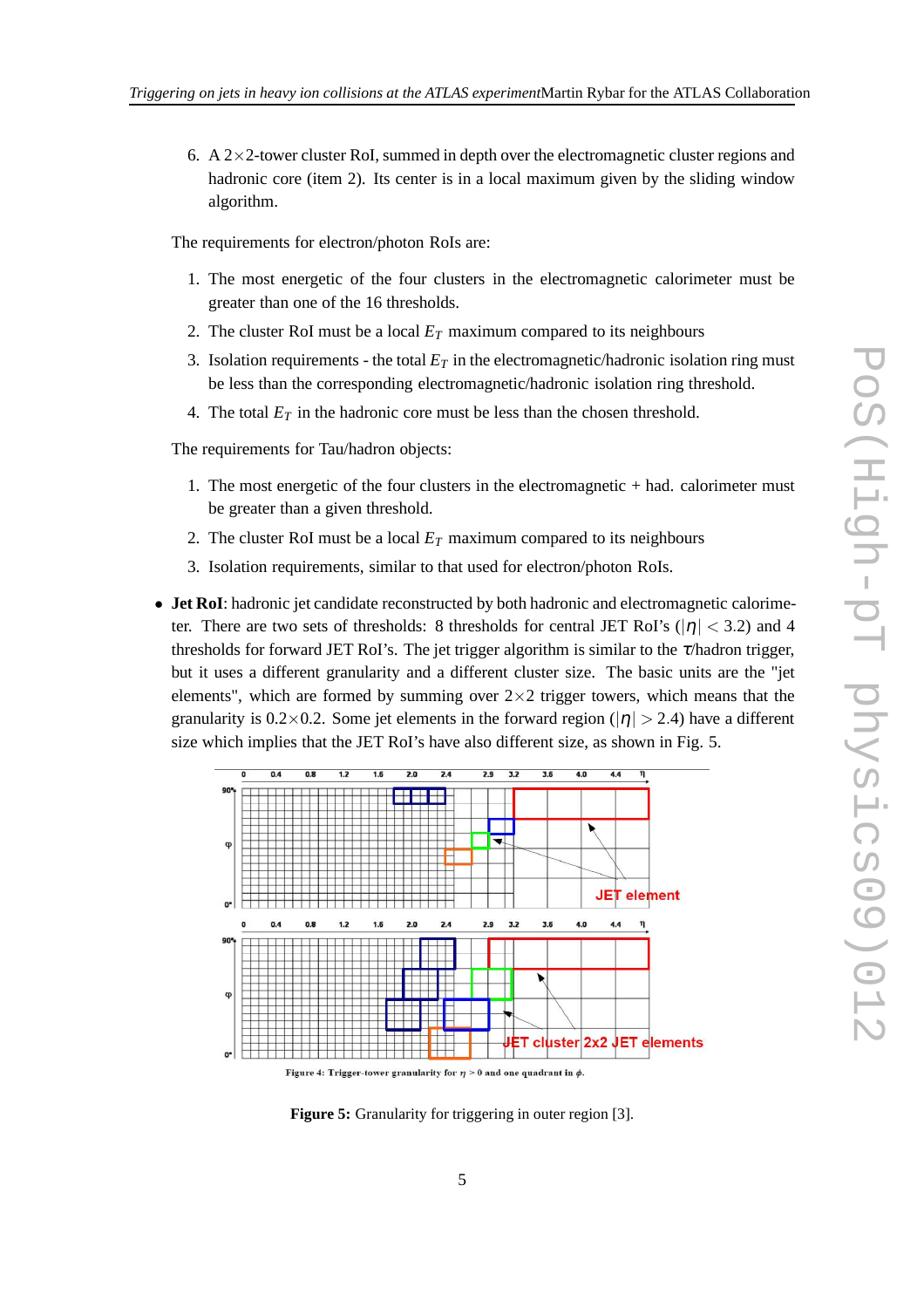6. A $2\times2$-tower cluster RoI, summed in depth over the electromagnetic cluster regions and hadronic core (item 2). Its center is in a local maximum given by the sliding window algorithm.

The requirements for electron/photon RoIs are:

1. The most energetic of the four clusters in the electromagnetic calorimeter must be greater than one of the 16 thresholds.
2. The cluster RoI must be a local $E_T$ maximum compared to its neighbours
3. Isolation requirements - the total $E_T$ in the electromagnetic/hadronic isolation ring must be less than the corresponding electromagnetic/hadronic isolation ring threshold.
4. The total $E_T$ in the hadronic core must be less than the chosen threshold.

The requirements for Tau/hadron objects:

1. The most energetic of the four clusters in the electromagnetic + had. calorimeter must be greater than a given threshold.
2. The cluster RoI must be a local $E_T$ maximum compared to its neighbours
3. Isolation requirements, similar to that used for electron/photon RoIs.

- **Jet RoI**: hadronic jet candidate reconstructed by both hadronic and electromagnetic calorimeter. There are two sets of thresholds: 8 thresholds for central JET RoI's ($|\eta| < 3.2$) and 4 thresholds for forward JET RoI's. The jet trigger algorithm is similar to the $\tau$/hadron trigger, but it uses a different granularity and a different cluster size. The basic units are the "jet elements", which are formed by summing over $2\times2$ trigger towers, which means that the granularity is $0.2\times0.2$. Some jet elements in the forward region ($|\eta| > 2.4$) have a different size which implies that the JET RoI's have also different size, as shown in Fig. 5.

Figure 4: Trigger-tower granularity for $\eta > 0$ and one quadrant in $\phi$.

**Figure 5:** Granularity for triggering in outer region [3].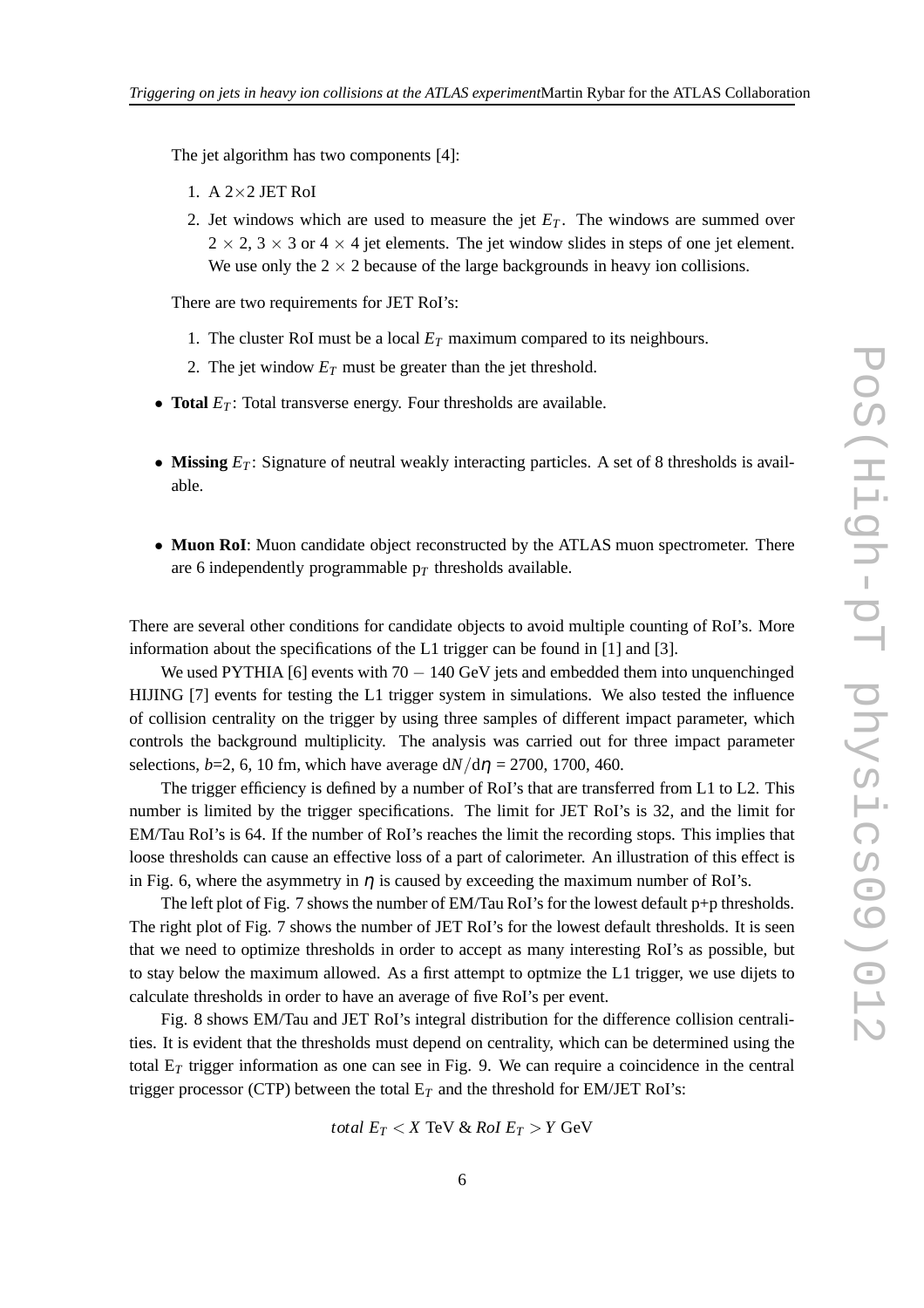The jet algorithm has two components [4]:

1. A $2\times2$ JET RoI
2. Jet windows which are used to measure the jet $E_T$. The windows are summed over $2\times2$, $3\times3$ or $4\times4$ jet elements. The jet window slides in steps of one jet element. We use only the $2\times2$ because of the large backgrounds in heavy ion collisions.

There are two requirements for JET RoI's:

1. The cluster RoI must be a local $E_T$ maximum compared to its neighbours.
2. The jet window $E_T$ must be greater than the jet threshold.

- **Total** $E_T$: Total transverse energy. Four thresholds are available.

- **Missing** $E_T$: Signature of neutral weakly interacting particles. A set of 8 thresholds is available.

- **Muon RoI**: Muon candidate object reconstructed by the ATLAS muon spectrometer. There are 6 independently programmable $p_T$ thresholds available.

There are several other conditions for candidate objects to avoid multiple counting of RoI's. More information about the specifications of the L1 trigger can be found in [1] and [3].

We used PYTHIA [6] events with $70-140$ GeV jets and embedded them into unquenchinged HIJING [7] events for testing the L1 trigger system in simulations. We also tested the influence of collision centrality on the trigger by using three samples of different impact parameter, which controls the background multiplicity. The analysis was carried out for three impact parameter selections, $b$=2, 6, 10 fm, which have average $dN/d\eta$ = 2700, 1700, 460.

The trigger efficiency is defined by a number of RoI's that are transferred from L1 to L2. This number is limited by the trigger specifications. The limit for JET RoI's is 32, and the limit for EM/Tau RoI's is 64. If the number of RoI's reaches the limit the recording stops. This implies that loose thresholds can cause an effective loss of a part of calorimeter. An illustration of this effect is in Fig. 6, where the asymmetry in $\eta$ is caused by exceeding the maximum number of RoI's.

The left plot of Fig. 7 shows the number of EM/Tau RoI's for the lowest default p+p thresholds. The right plot of Fig. 7 shows the number of JET RoI's for the lowest default thresholds. It is seen that we need to optimize thresholds in order to accept as many interesting RoI's as possible, but to stay below the maximum allowed. As a first attempt to optmize the L1 trigger, we use dijets to calculate thresholds in order to have an average of five RoI's per event.

Fig. 8 shows EM/Tau and JET RoI's integral distribution for the difference collision centralities. It is evident that the thresholds must depend on centrality, which can be determined using the total $E_T$ trigger information as one can see in Fig. 9. We can require a coincidence in the central trigger processor (CTP) between the total $E_T$ and the threshold for EM/JET RoI's:

$$total\ E_T < X \text{ TeV} \ \&\ RoI\ E_T > Y \text{ GeV}$$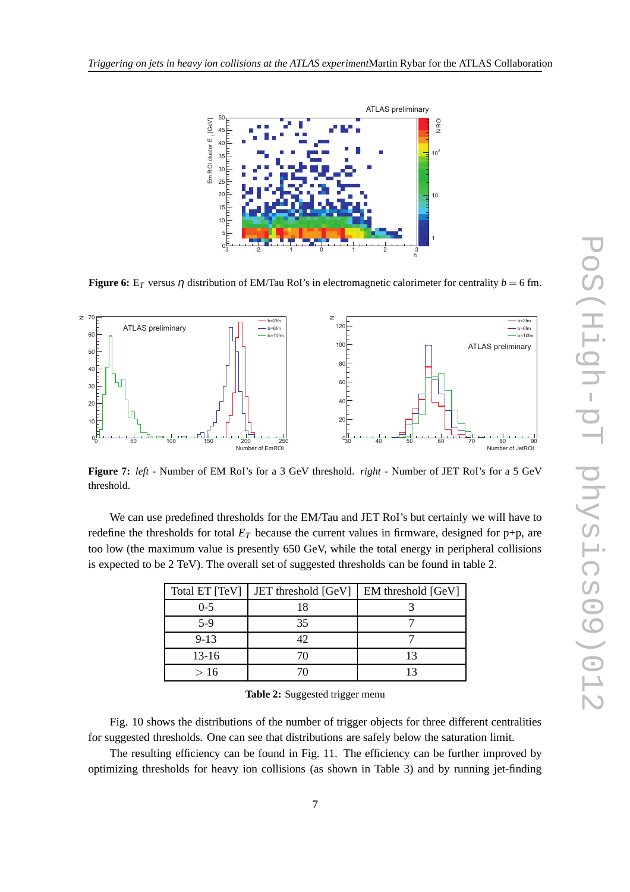**Figure 6:** $E_T$ versus $\eta$ distribution of EM/Tau RoI's in electromagnetic calorimeter for centrality $b = 6$ fm.

**Figure 7:** *left* - Number of EM RoI's for a 3 GeV threshold. *right* - Number of JET RoI's for a 5 GeV threshold.

We can use predefined thresholds for the EM/Tau and JET RoI's but certainly we will have to redefine the thresholds for total $E_T$ because the current values in firmware, designed for p+p, are too low (the maximum value is presently 650 GeV, while the total energy in peripheral collisions is expected to be 2 TeV). The overall set of suggested thresholds can be found in table 2.

| Total ET [TeV] | JET threshold [GeV] | EM threshold [GeV] |
|---|---|---|
| 0-5 | 18 | 3 |
| 5-9 | 35 | 7 |
| 9-13 | 42 | 7 |
| 13-16 | 70 | 13 |
| $> 16$ | 70 | 13 |

**Table 2:** Suggested trigger menu

Fig. 10 shows the distributions of the number of trigger objects for three different centralities for suggested thresholds. One can see that distributions are safely below the saturation limit.

The resulting efficiency can be found in Fig. 11. The efficiency can be further improved by optimizing thresholds for heavy ion collisions (as shown in Table 3) and by running jet-finding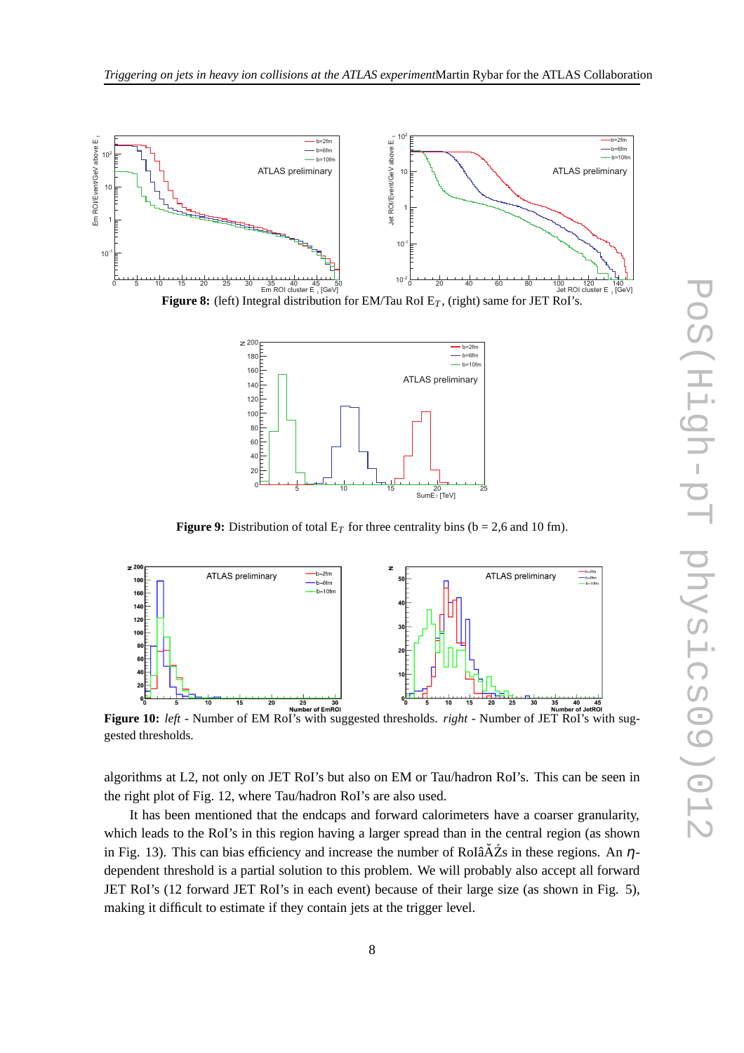**Figure 8:** (left) Integral distribution for EM/Tau RoI $E_T$, (right) same for JET RoI's.

**Figure 9:** Distribution of total $E_T$ for three centrality bins (b = 2,6 and 10 fm).

**Figure 10:** *left* - Number of EM RoI's with suggested thresholds. *right* - Number of JET RoI's with suggested thresholds.

algorithms at L2, not only on JET RoI's but also on EM or Tau/hadron RoI's. This can be seen in the right plot of Fig. 12, where Tau/hadron RoI's are also used.

It has been mentioned that the endcaps and forward calorimeters have a coarser granularity, which leads to the RoI's in this region having a larger spread than in the central region (as shown in Fig. 13). This can bias efficiency and increase the number of RoIâĂŹs in these regions. An $\eta$-dependent threshold is a partial solution to this problem. We will probably also accept all forward JET RoI's (12 forward JET RoI's in each event) because of their large size (as shown in Fig. 5), making it difficult to estimate if they contain jets at the trigger level.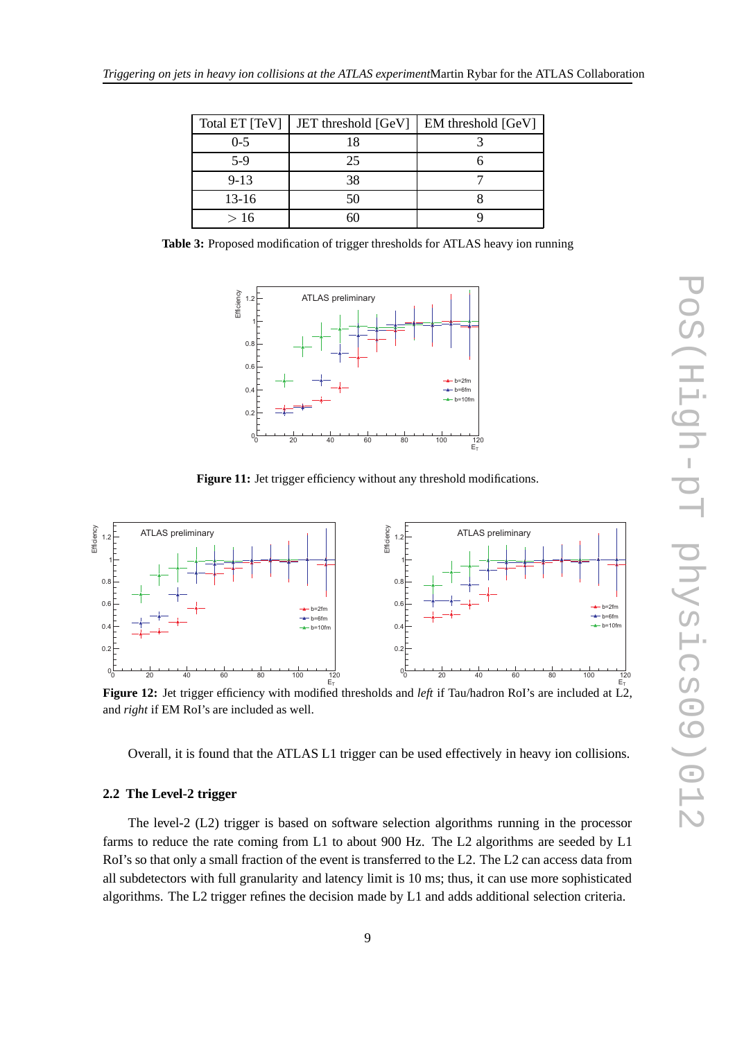| Total ET [TeV] | JET threshold [GeV] | EM threshold [GeV] |
|---|---|---|
| 0-5 | 18 | 3 |
| 5-9 | 25 | 6 |
| 9-13 | 38 | 7 |
| 13-16 | 50 | 8 |
| $> 16$ | 60 | 9 |

**Table 3:** Proposed modification of trigger thresholds for ATLAS heavy ion running

**Figure 11:** Jet trigger efficiency without any threshold modifications.

**Figure 12:** Jet trigger efficiency with modified thresholds and *left* if Tau/hadron RoI's are included at L2, and *right* if EM RoI's are included as well.

Overall, it is found that the ATLAS L1 trigger can be used effectively in heavy ion collisions.

### 2.2 The Level-2 trigger

The level-2 (L2) trigger is based on software selection algorithms running in the processor farms to reduce the rate coming from L1 to about 900 Hz. The L2 algorithms are seeded by L1 RoI's so that only a small fraction of the event is transferred to the L2. The L2 can access data from all subdetectors with full granularity and latency limit is 10 ms; thus, it can use more sophisticated algorithms. The L2 trigger refines the decision made by L1 and adds additional selection criteria.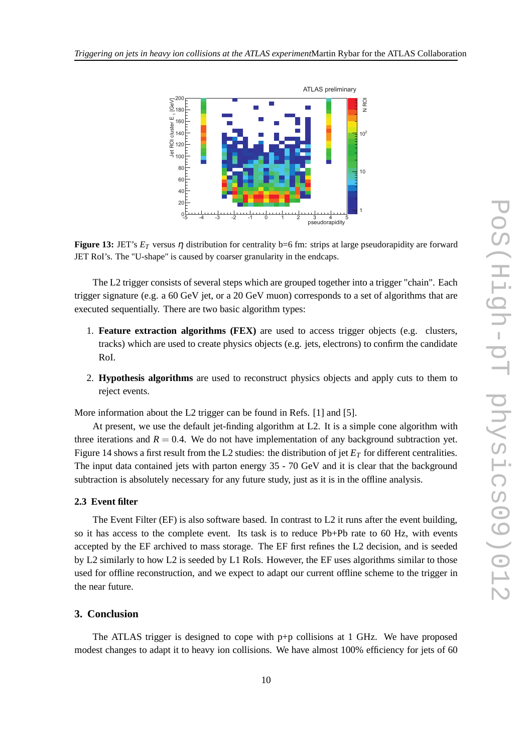**Figure 13:** JET's $E_T$ versus $\eta$ distribution for centrality b=6 fm: strips at large pseudorapidity are forward JET RoI's. The "U-shape" is caused by coarser granularity in the endcaps.

The L2 trigger consists of several steps which are grouped together into a trigger "chain". Each trigger signature (e.g. a 60 GeV jet, or a 20 GeV muon) corresponds to a set of algorithms that are executed sequentially. There are two basic algorithm types:

1. **Feature extraction algorithms (FEX)** are used to access trigger objects (e.g. clusters, tracks) which are used to create physics objects (e.g. jets, electrons) to confirm the candidate RoI.

2. **Hypothesis algorithms** are used to reconstruct physics objects and apply cuts to them to reject events.

More information about the L2 trigger can be found in Refs. [1] and [5].

At present, we use the default jet-finding algorithm at L2. It is a simple cone algorithm with three iterations and $R = 0.4$. We do not have implementation of any background subtraction yet. Figure 14 shows a first result from the L2 studies: the distribution of jet $E_T$ for different centralities. The input data contained jets with parton energy 35 - 70 GeV and it is clear that the background subtraction is absolutely necessary for any future study, just as it is in the offline analysis.

### 2.3 Event filter

The Event Filter (EF) is also software based. In contrast to L2 it runs after the event building, so it has access to the complete event. Its task is to reduce Pb+Pb rate to 60 Hz, with events accepted by the EF archived to mass storage. The EF first refines the L2 decision, and is seeded by L2 similarly to how L2 is seeded by L1 RoIs. However, the EF uses algorithms similar to those used for offline reconstruction, and we expect to adapt our current offline scheme to the trigger in the near future.

## 3. Conclusion

The ATLAS trigger is designed to cope with p+p collisions at 1 GHz. We have proposed modest changes to adapt it to heavy ion collisions. We have almost 100% efficiency for jets of 60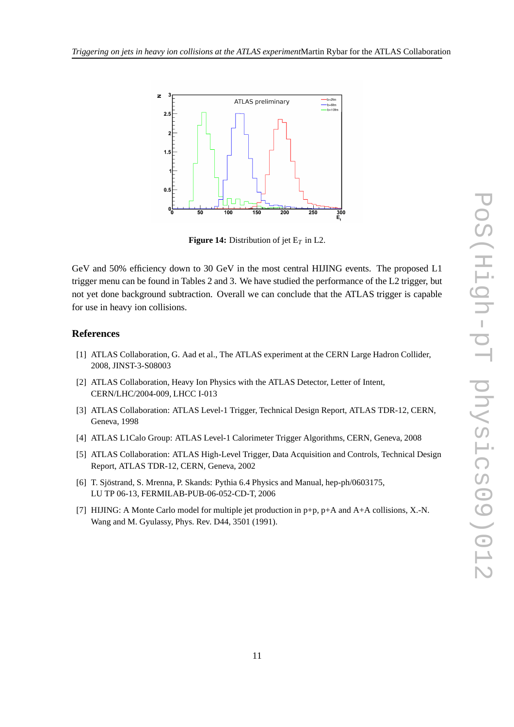ATLAS preliminary

N

3
2.5
2
1.5
1
0.5
0

0 50 100 150 200 250 300

$E_t$

b=2fm
b=6fm
b=10fm

**Figure 14:** Distribution of jet $E_T$ in L2.

GeV and 50% efficiency down to 30 GeV in the most central HIJING events. The proposed L1 trigger menu can be found in Tables 2 and 3. We have studied the performance of the L2 trigger, but not yet done background subtraction. Overall we can conclude that the ATLAS trigger is capable for use in heavy ion collisions.

## References

[1] ATLAS Collaboration, G. Aad et al., The ATLAS experiment at the CERN Large Hadron Collider, 2008, JINST-3-S08003

[2] ATLAS Collaboration, Heavy Ion Physics with the ATLAS Detector, Letter of Intent, CERN/LHC/2004-009, LHCC I-013

[3] ATLAS Collaboration: ATLAS Level-1 Trigger, Technical Design Report, ATLAS TDR-12, CERN, Geneva, 1998

[4] ATLAS L1Calo Group: ATLAS Level-1 Calorimeter Trigger Algorithms, CERN, Geneva, 2008

[5] ATLAS Collaboration: ATLAS High-Level Trigger, Data Acquisition and Controls, Technical Design Report, ATLAS TDR-12, CERN, Geneva, 2002

[6] T. Sjöstrand, S. Mrenna, P. Skands: Pythia 6.4 Physics and Manual, hep-ph/0603175, LU TP 06-13, FERMILAB-PUB-06-052-CD-T, 2006

[7] HIJING: A Monte Carlo model for multiple jet production in p+p, p+A and A+A collisions, X.-N. Wang and M. Gyulassy, Phys. Rev. D44, 3501 (1991).